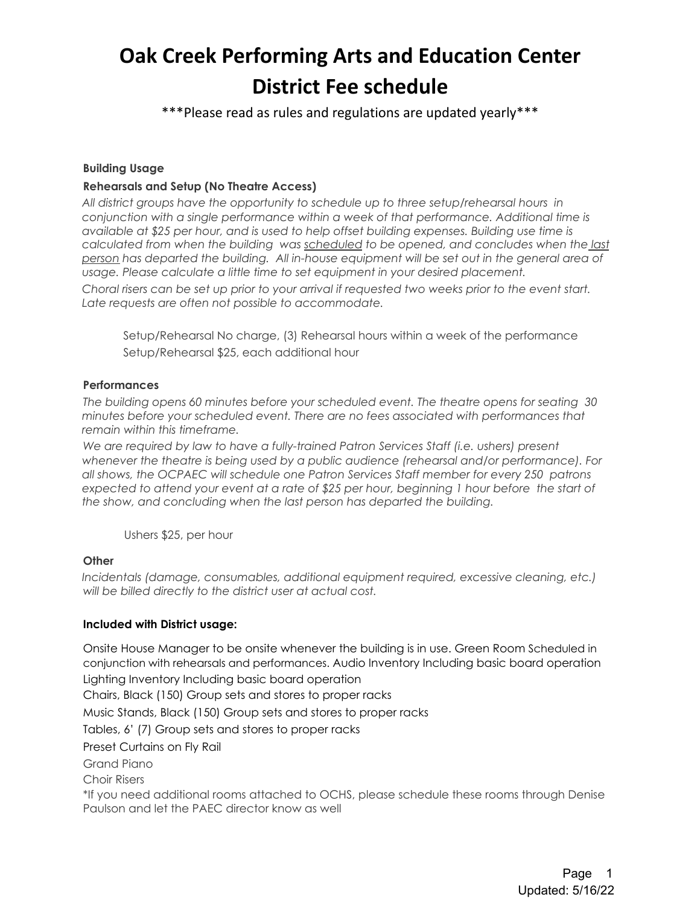# Oak Creek Performing Arts and Education Center
# District Fee schedule

\*\*\*Please read as rules and regulations are updated yearly\*\*\*

**Building Usage**

**Rehearsals and Setup (No Theatre Access)**

*All district groups have the opportunity to schedule up to three setup/rehearsal hours in conjunction with a single performance within a week of that performance. Additional time is available at $25 per hour, and is used to help offset building expenses. Building use time is calculated from when the building was scheduled to be opened, and concludes when the last person has departed the building. All in-house equipment will be set out in the general area of usage. Please calculate a little time to set equipment in your desired placement.*

*Choral risers can be set up prior to your arrival if requested two weeks prior to the event start. Late requests are often not possible to accommodate.*

Setup/Rehearsal No charge, (3) Rehearsal hours within a week of the performance
Setup/Rehearsal $25, each additional hour

**Performances**

*The building opens 60 minutes before your scheduled event. The theatre opens for seating 30 minutes before your scheduled event. There are no fees associated with performances that remain within this timeframe.*

*We are required by law to have a fully-trained Patron Services Staff (i.e. ushers) present whenever the theatre is being used by a public audience (rehearsal and/or performance). For all shows, the OCPAEC will schedule one Patron Services Staff member for every 250 patrons expected to attend your event at a rate of $25 per hour, beginning 1 hour before the start of the show, and concluding when the last person has departed the building.*

Ushers $25, per hour

**Other**

*Incidentals (damage, consumables, additional equipment required, excessive cleaning, etc.) will be billed directly to the district user at actual cost.*

**Included with District usage:**

Onsite House Manager to be onsite whenever the building is in use. Green Room Scheduled in conjunction with rehearsals and performances. Audio Inventory Including basic board operation

Lighting Inventory Including basic board operation

Chairs, Black (150) Group sets and stores to proper racks

Music Stands, Black (150) Group sets and stores to proper racks

Tables, 6' (7) Group sets and stores to proper racks

Preset Curtains on Fly Rail

Grand Piano

Choir Risers

*If you need additional rooms attached to OCHS, please schedule these rooms through Denise Paulson and let the PAEC director know as well

Updated: 5/16/22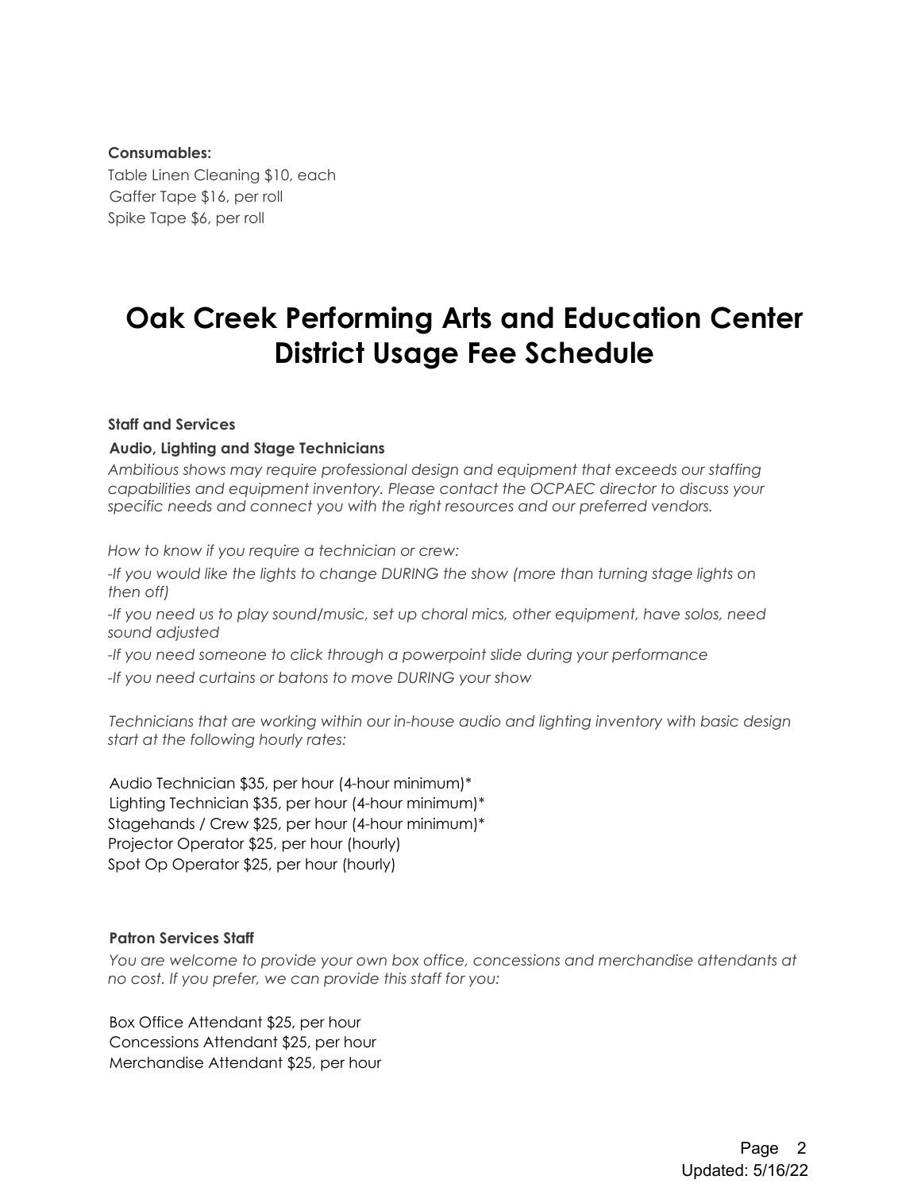**Consumables:**

Table Linen Cleaning $10, each
Gaffer Tape $16, per roll
Spike Tape $6, per roll

# Oak Creek Performing Arts and Education Center District Usage Fee Schedule

**Staff and Services**

**Audio, Lighting and Stage Technicians**

*Ambitious shows may require professional design and equipment that exceeds our staffing capabilities and equipment inventory. Please contact the OCPAEC director to discuss your specific needs and connect you with the right resources and our preferred vendors.*

*How to know if you require a technician or crew:*

*-If you would like the lights to change DURING the show (more than turning stage lights on then off)*

*-If you need us to play sound/music, set up choral mics, other equipment, have solos, need sound adjusted*

*-If you need someone to click through a powerpoint slide during your performance*

*-If you need curtains or batons to move DURING your show*

*Technicians that are working within our in-house audio and lighting inventory with basic design start at the following hourly rates:*

Audio Technician $35, per hour (4-hour minimum)*
Lighting Technician $35, per hour (4-hour minimum)*
Stagehands / Crew $25, per hour (4-hour minimum)*
Projector Operator $25, per hour (hourly)
Spot Op Operator $25, per hour (hourly)

**Patron Services Staff**

*You are welcome to provide your own box office, concessions and merchandise attendants at no cost. If you prefer, we can provide this staff for you:*

Box Office Attendant $25, per hour
Concessions Attendant $25, per hour
Merchandise Attendant $25, per hour

Updated: 5/16/22